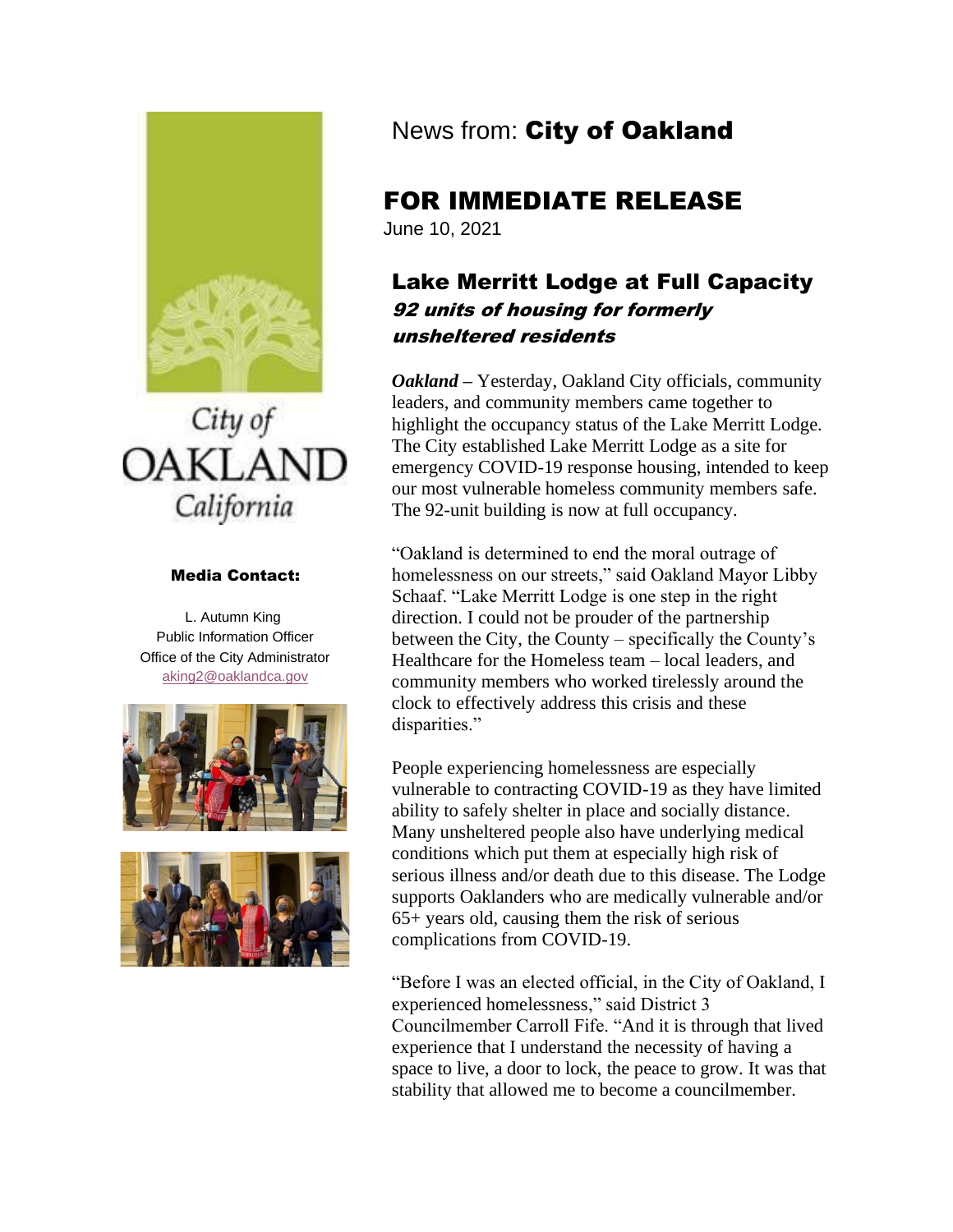City of OAKLAND California

**Media Contact:**

L. Autumn King
Public Information Officer
Office of the City Administrator
aking2@oaklandca.gov

News from: **City of Oakland**

# FOR IMMEDIATE RELEASE

June 10, 2021

## Lake Merritt Lodge at Full Capacity

### *92 units of housing for formerly unsheltered residents*

***Oakland*** **–** Yesterday, Oakland City officials, community leaders, and community members came together to highlight the occupancy status of the Lake Merritt Lodge. The City established Lake Merritt Lodge as a site for emergency COVID-19 response housing, intended to keep our most vulnerable homeless community members safe. The 92-unit building is now at full occupancy.

"Oakland is determined to end the moral outrage of homelessness on our streets," said Oakland Mayor Libby Schaaf. "Lake Merritt Lodge is one step in the right direction. I could not be prouder of the partnership between the City, the County – specifically the County's Healthcare for the Homeless team – local leaders, and community members who worked tirelessly around the clock to effectively address this crisis and these disparities."

People experiencing homelessness are especially vulnerable to contracting COVID-19 as they have limited ability to safely shelter in place and socially distance. Many unsheltered people also have underlying medical conditions which put them at especially high risk of serious illness and/or death due to this disease. The Lodge supports Oaklanders who are medically vulnerable and/or 65+ years old, causing them the risk of serious complications from COVID-19.

"Before I was an elected official, in the City of Oakland, I experienced homelessness," said District 3 Councilmember Carroll Fife. "And it is through that lived experience that I understand the necessity of having a space to live, a door to lock, the peace to grow. It was that stability that allowed me to become a councilmember.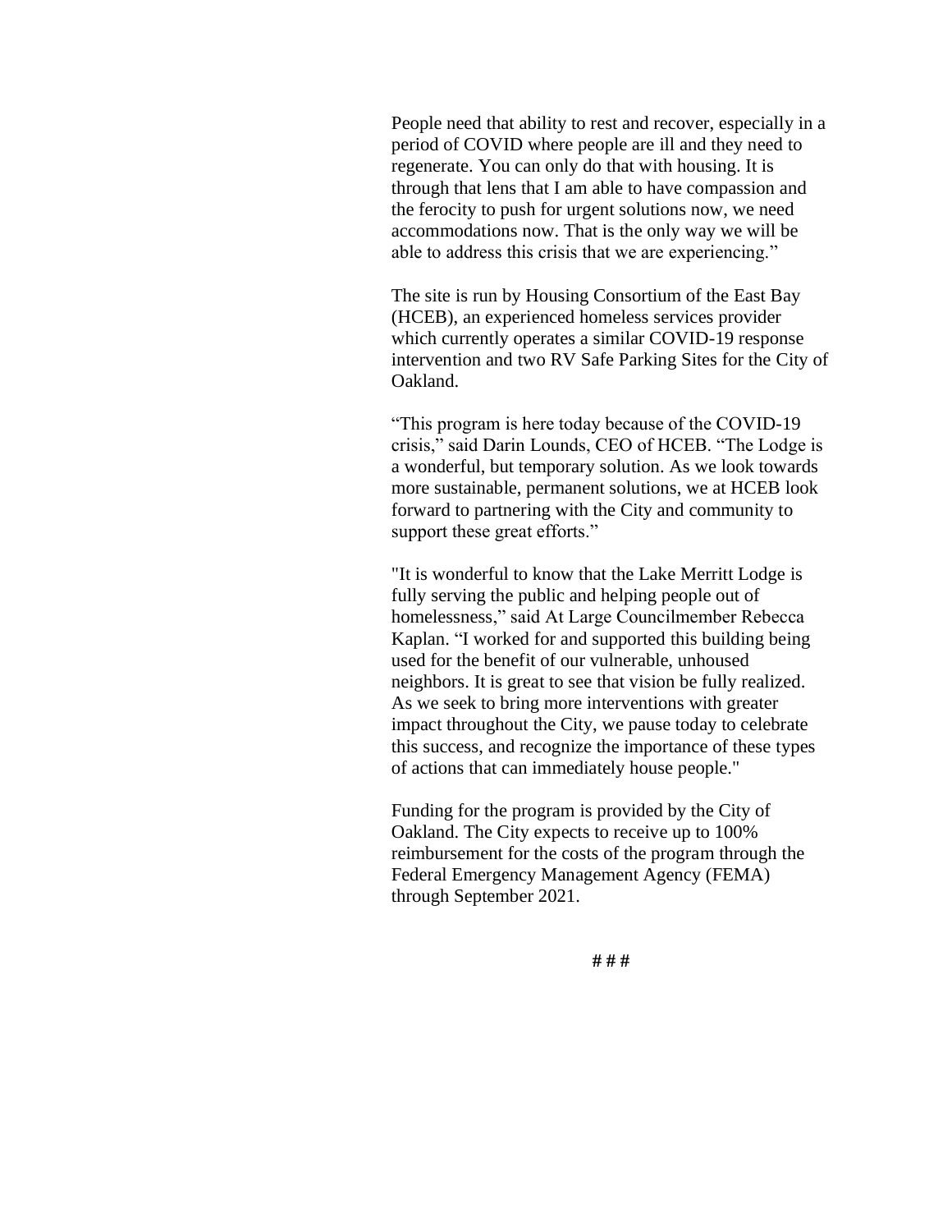People need that ability to rest and recover, especially in a period of COVID where people are ill and they need to regenerate. You can only do that with housing. It is through that lens that I am able to have compassion and the ferocity to push for urgent solutions now, we need accommodations now. That is the only way we will be able to address this crisis that we are experiencing."

The site is run by Housing Consortium of the East Bay (HCEB), an experienced homeless services provider which currently operates a similar COVID-19 response intervention and two RV Safe Parking Sites for the City of Oakland.

"This program is here today because of the COVID-19 crisis," said Darin Lounds, CEO of HCEB. "The Lodge is a wonderful, but temporary solution. As we look towards more sustainable, permanent solutions, we at HCEB look forward to partnering with the City and community to support these great efforts."

"It is wonderful to know that the Lake Merritt Lodge is fully serving the public and helping people out of homelessness," said At Large Councilmember Rebecca Kaplan. "I worked for and supported this building being used for the benefit of our vulnerable, unhoused neighbors. It is great to see that vision be fully realized. As we seek to bring more interventions with greater impact throughout the City, we pause today to celebrate this success, and recognize the importance of these types of actions that can immediately house people."

Funding for the program is provided by the City of Oakland. The City expects to receive up to 100% reimbursement for the costs of the program through the Federal Emergency Management Agency (FEMA) through September 2021.

# # #